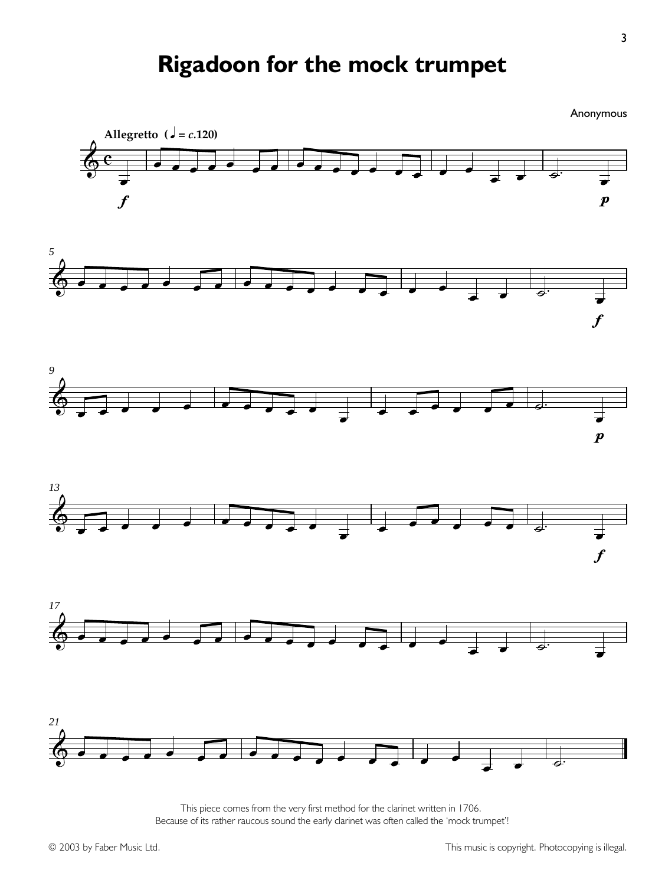# Rigadoon for the mock trumpet

Anonymous

**Allegretto** (♩ = *c*.120)

This piece comes from the very first method for the clarinet written in 1706.
Because of its rather raucous sound the early clarinet was often called the 'mock trumpet'!

© 2003 by Faber Music Ltd.

This music is copyright. Photocopying is illegal.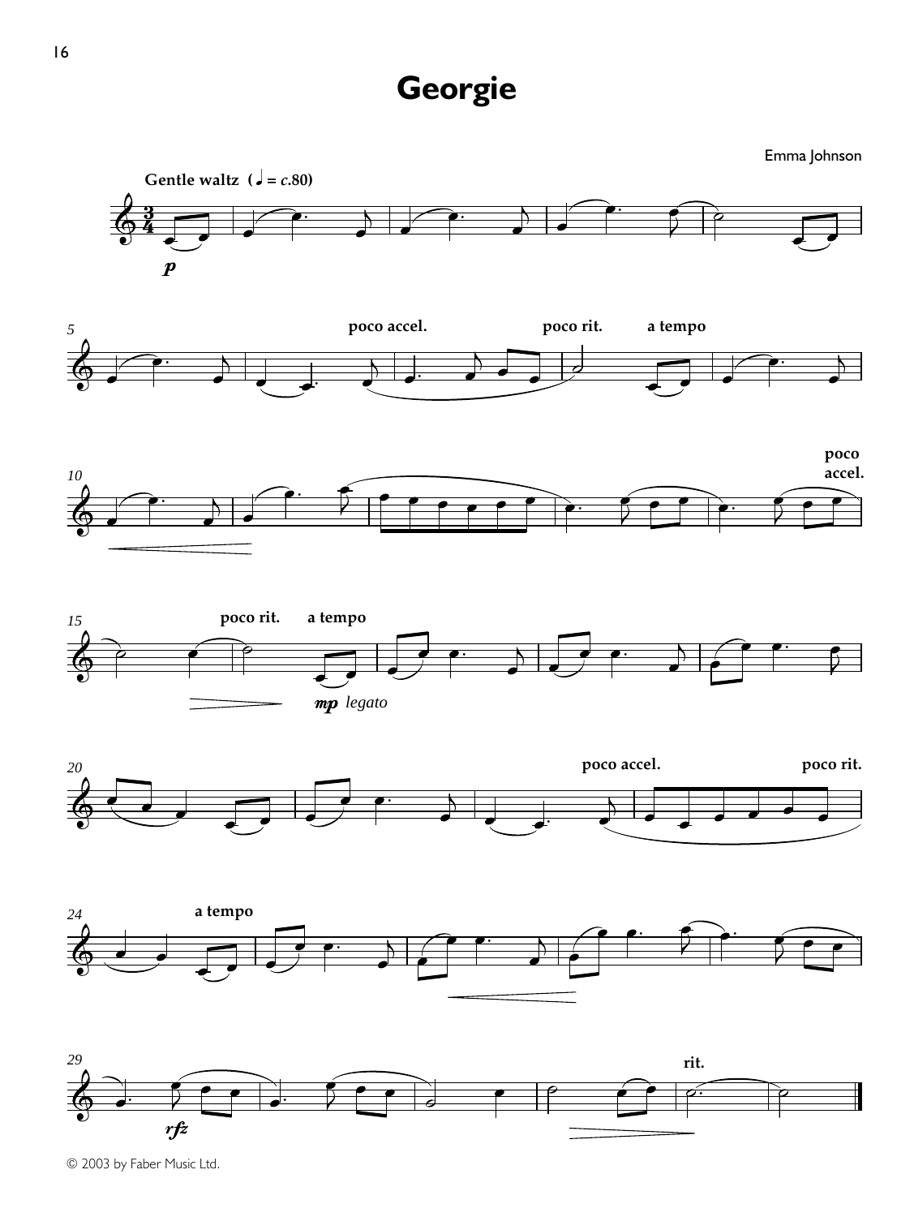# Georgie

Emma Johnson

© 2003 by Faber Music Ltd.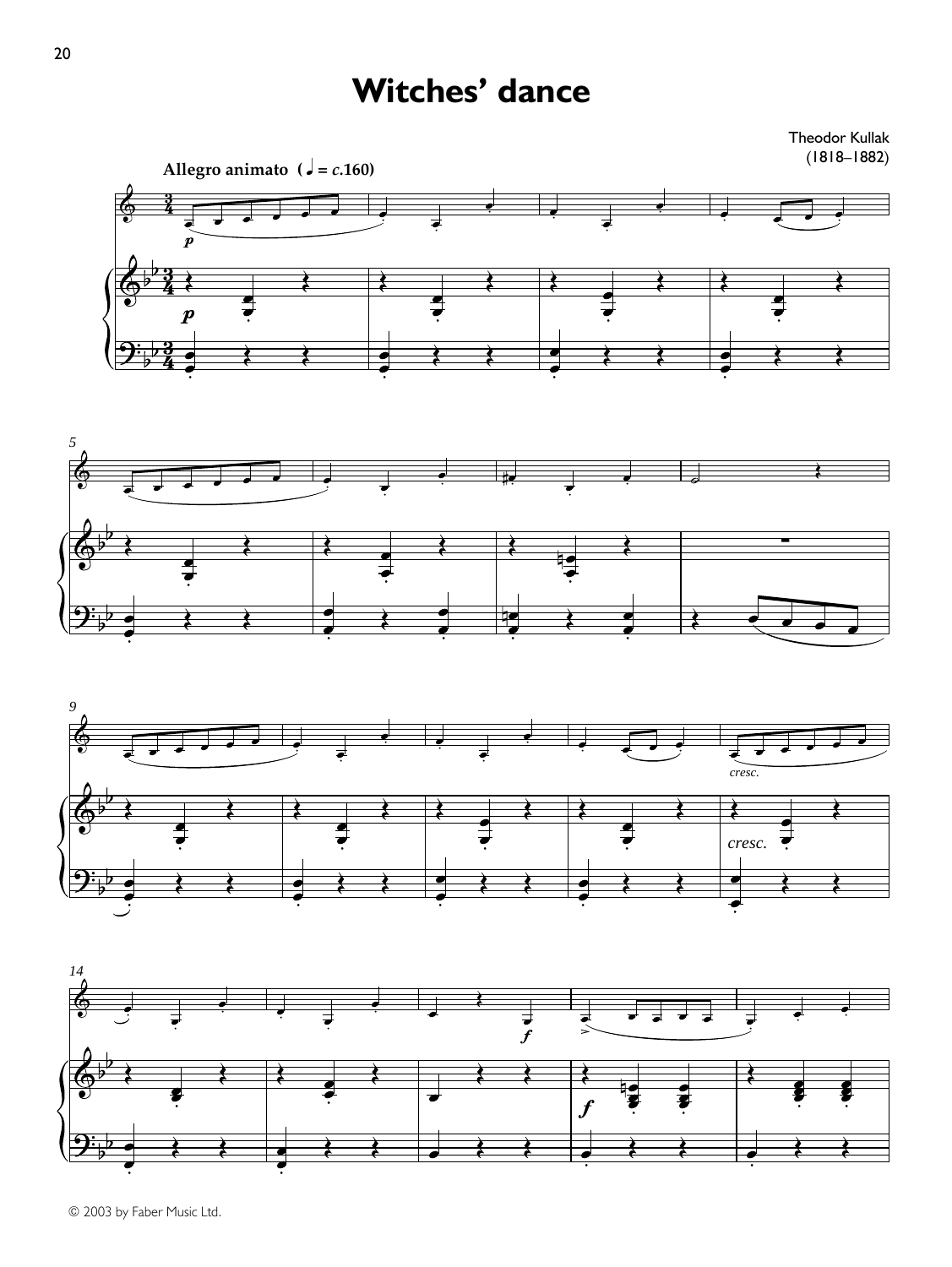# Witches' dance

Theodor Kullak
(1818–1882)

Allegro animato (♩ = *c.*160)

© 2003 by Faber Music Ltd.